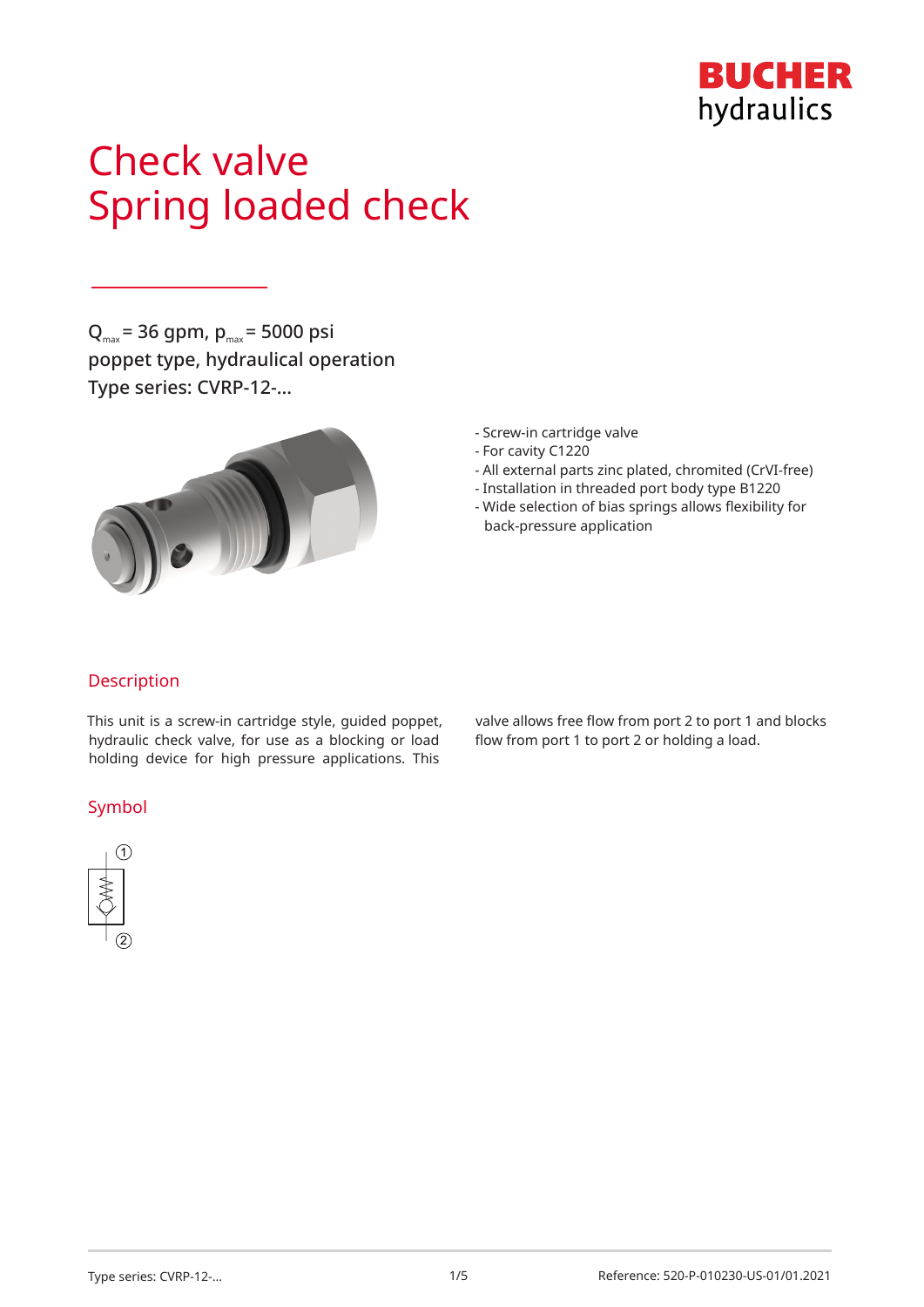BUCHER
hydraulics

# Check valve
# Spring loaded check

$Q_{max}$ = 36 gpm, $p_{max}$ = 5000 psi
poppet type, hydraulical operation
Type series: CVRP-12-...

- Screw-in cartridge valve
- For cavity C1220
- All external parts zinc plated, chromited (CrVI-free)
- Installation in threaded port body type B1220
- Wide selection of bias springs allows flexibility for back-pressure application

## Description

This unit is a screw-in cartridge style, guided poppet, hydraulic check valve, for use as a blocking or load holding device for high pressure applications. This valve allows free flow from port 2 to port 1 and blocks flow from port 1 to port 2 or holding a load.

## Symbol

①

②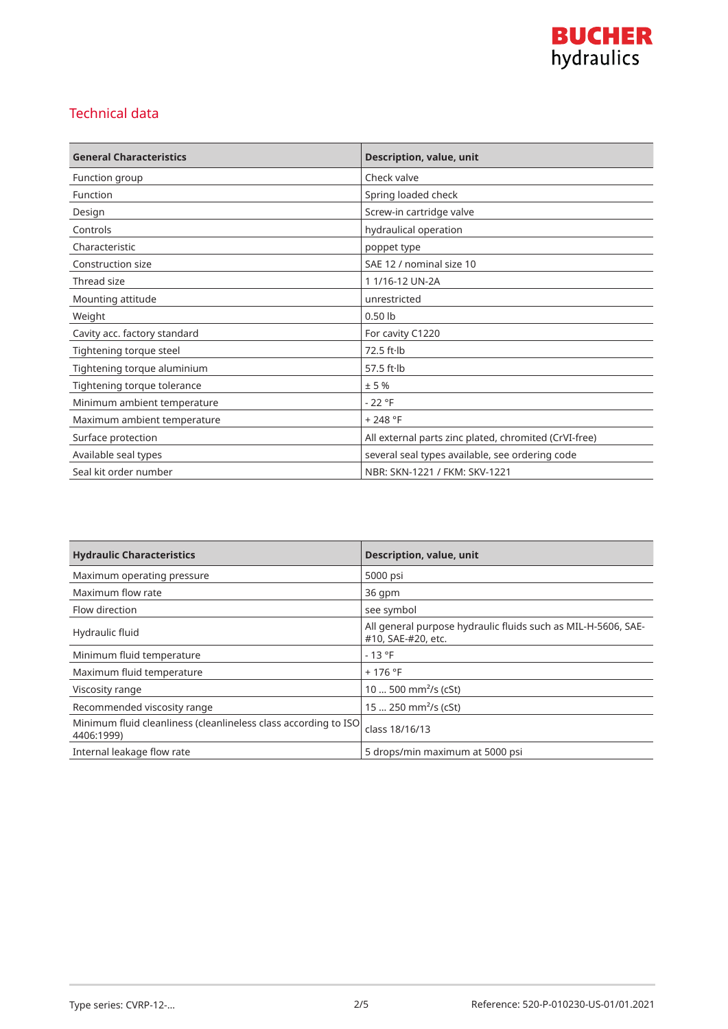## Technical data

| General Characteristics | Description, value, unit |
|---|---|
| Function group | Check valve |
| Function | Spring loaded check |
| Design | Screw-in cartridge valve |
| Controls | hydraulical operation |
| Characteristic | poppet type |
| Construction size | SAE 12 / nominal size 10 |
| Thread size | 1 1/16-12 UN-2A |
| Mounting attitude | unrestricted |
| Weight | 0.50 lb |
| Cavity acc. factory standard | For cavity C1220 |
| Tightening torque steel | 72.5 ft·lb |
| Tightening torque aluminium | 57.5 ft·lb |
| Tightening torque tolerance | ± 5 % |
| Minimum ambient temperature | - 22 °F |
| Maximum ambient temperature | + 248 °F |
| Surface protection | All external parts zinc plated, chromited (CrVI-free) |
| Available seal types | several seal types available, see ordering code |
| Seal kit order number | NBR: SKN-1221 / FKM: SKV-1221 |

| Hydraulic Characteristics | Description, value, unit |
|---|---|
| Maximum operating pressure | 5000 psi |
| Maximum flow rate | 36 gpm |
| Flow direction | see symbol |
| Hydraulic fluid | All general purpose hydraulic fluids such as MIL-H-5606, SAE-#10, SAE-#20, etc. |
| Minimum fluid temperature | - 13 °F |
| Maximum fluid temperature | + 176 °F |
| Viscosity range | 10 ... 500 $mm^2/s$ (cSt) |
| Recommended viscosity range | 15 ... 250 $mm^2/s$ (cSt) |
| Minimum fluid cleanliness (cleanlineless class according to ISO 4406:1999) | class 18/16/13 |
| Internal leakage flow rate | 5 drops/min maximum at 5000 psi |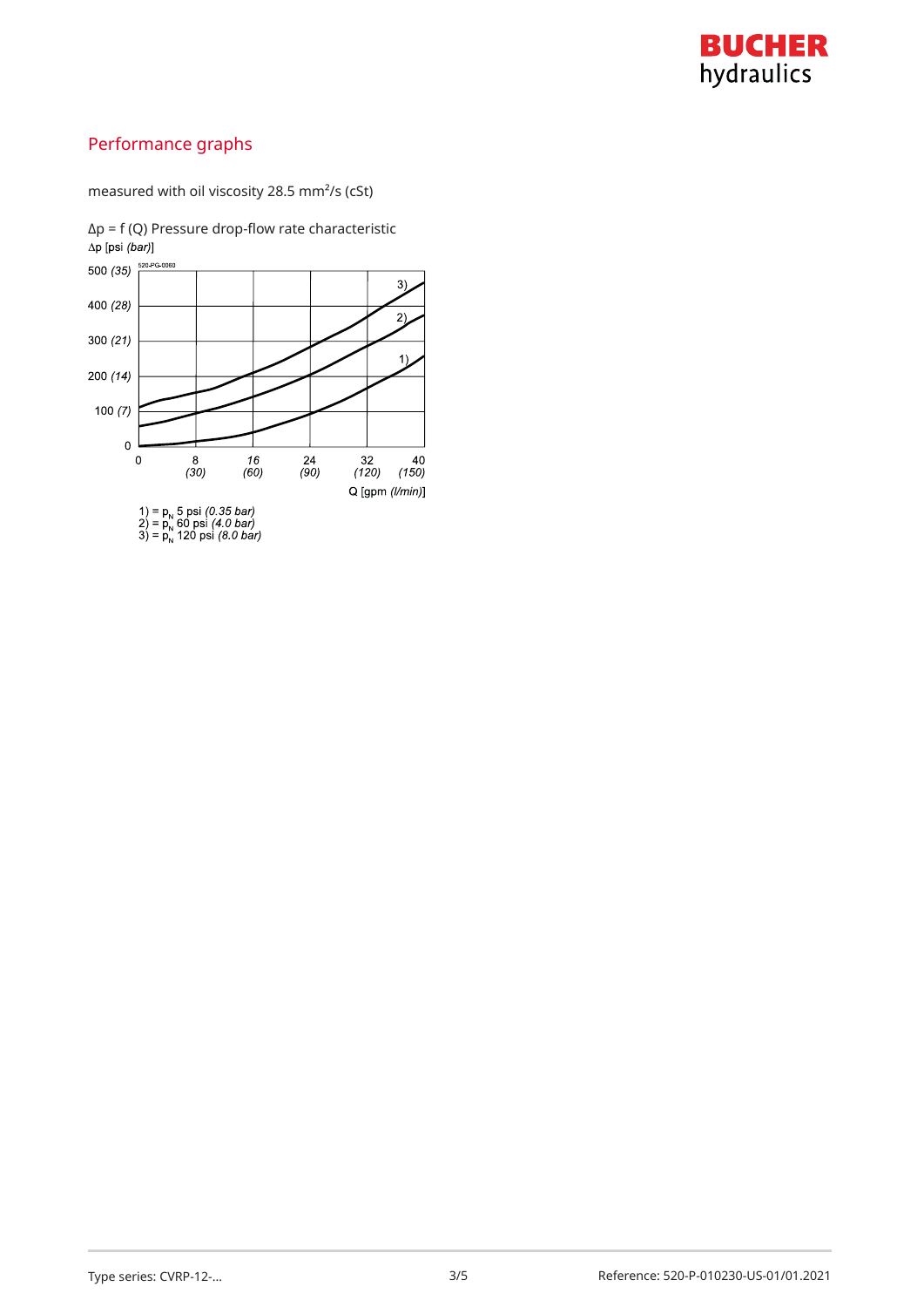## Performance graphs

measured with oil viscosity 28.5 mm²/s (cSt)

Δp = f (Q) Pressure drop-flow rate characteristic

Δp [psi *(bar)*]

520-PG-0060

Q [gpm *(l/min)*]

1) = $p_N$ 5 psi *(0.35 bar)*
2) = $p_N$ 60 psi *(4.0 bar)*
3) = $p_N$ 120 psi *(8.0 bar)*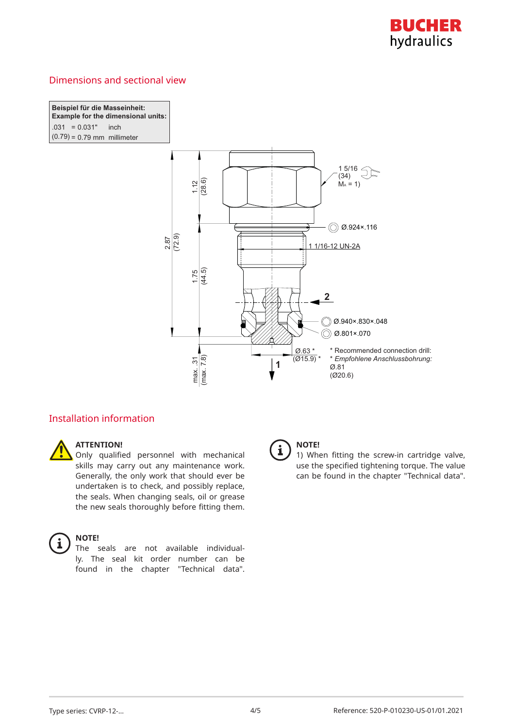## Dimensions and sectional view

| Beispiel für die Masseinheit: Example for the dimensional units: | |
|---|---|
| .031 = 0.031" | inch |
| (0.79) = 0.79 mm | millimeter |

1 5/16 (34) $M_A$ = 1)

Ø.924×.116

1 1/16-12 UN-2A

2

Ø.940×.830×.048

Ø.801×.070

1.12 (28.6)

2.87 (72.9)

1.75 (44.5)

max. .31 (max. 7.8)

Ø.63 * (Ø15.9) *

1

\* Recommended connection drill:
\* *Empfohlene Anschlussbohrung:*
Ø.81
(Ø20.6)

## Installation information

**ATTENTION!**
Only qualified personnel with mechanical skills may carry out any maintenance work. Generally, the only work that should ever be undertaken is to check, and possibly replace, the seals. When changing seals, oil or grease the new seals thoroughly before fitting them.

**NOTE!**
The seals are not available individually. The seal kit order number can be found in the chapter "Technical data".

**NOTE!**
1) When fitting the screw-in cartridge valve, use the specified tightening torque. The value can be found in the chapter "Technical data".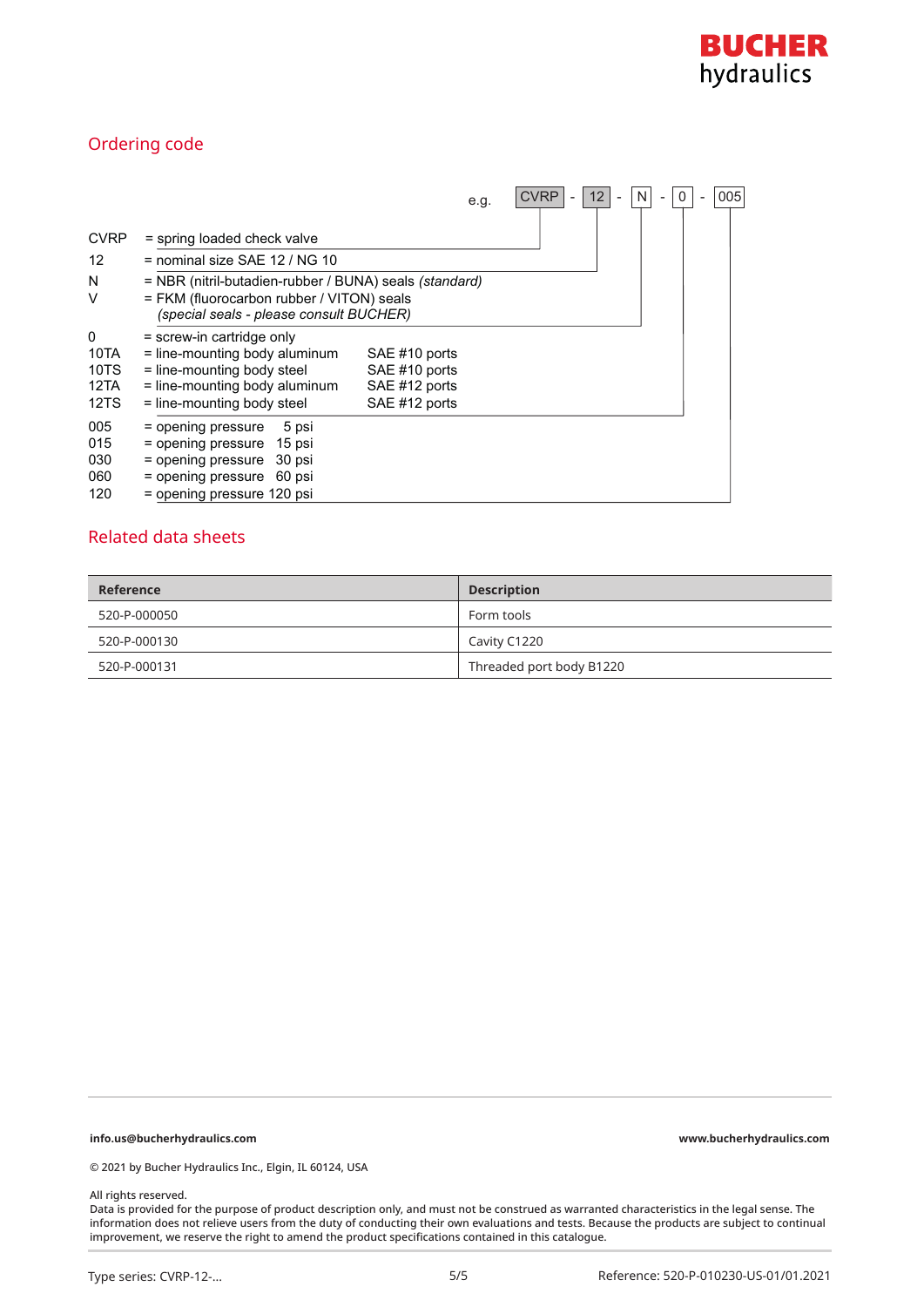## Ordering code

e.g. CVRP - 12 - N - 0 - 005

| | | |
|---|---|---|
| CVRP | = spring loaded check valve | |
| 12 | = nominal size SAE 12 / NG 10 | |
| N | = NBR (nitril-butadien-rubber / BUNA) seals *(standard)* | |
| V | = FKM (fluorocarbon rubber / VITON) seals *(special seals - please consult BUCHER)* | |
| 0 | = screw-in cartridge only | |
| 10TA | = line-mounting body aluminum | SAE #10 ports |
| 10TS | = line-mounting body steel | SAE #10 ports |
| 12TA | = line-mounting body aluminum | SAE #12 ports |
| 12TS | = line-mounting body steel | SAE #12 ports |
| 005 | = opening pressure 5 psi | |
| 015 | = opening pressure 15 psi | |
| 030 | = opening pressure 30 psi | |
| 060 | = opening pressure 60 psi | |
| 120 | = opening pressure 120 psi | |

## Related data sheets

| Reference | Description |
|---|---|
| 520-P-000050 | Form tools |
| 520-P-000130 | Cavity C1220 |
| 520-P-000131 | Threaded port body B1220 |

**info.us@bucherhydraulics.com** **www.bucherhydraulics.com**

© 2021 by Bucher Hydraulics Inc., Elgin, IL 60124, USA

All rights reserved.
Data is provided for the purpose of product description only, and must not be construed as warranted characteristics in the legal sense. The information does not relieve users from the duty of conducting their own evaluations and tests. Because the products are subject to continual improvement, we reserve the right to amend the product specifications contained in this catalogue.

Type series: CVRP-12-... Reference: 520-P-010230-US-01/01.2021